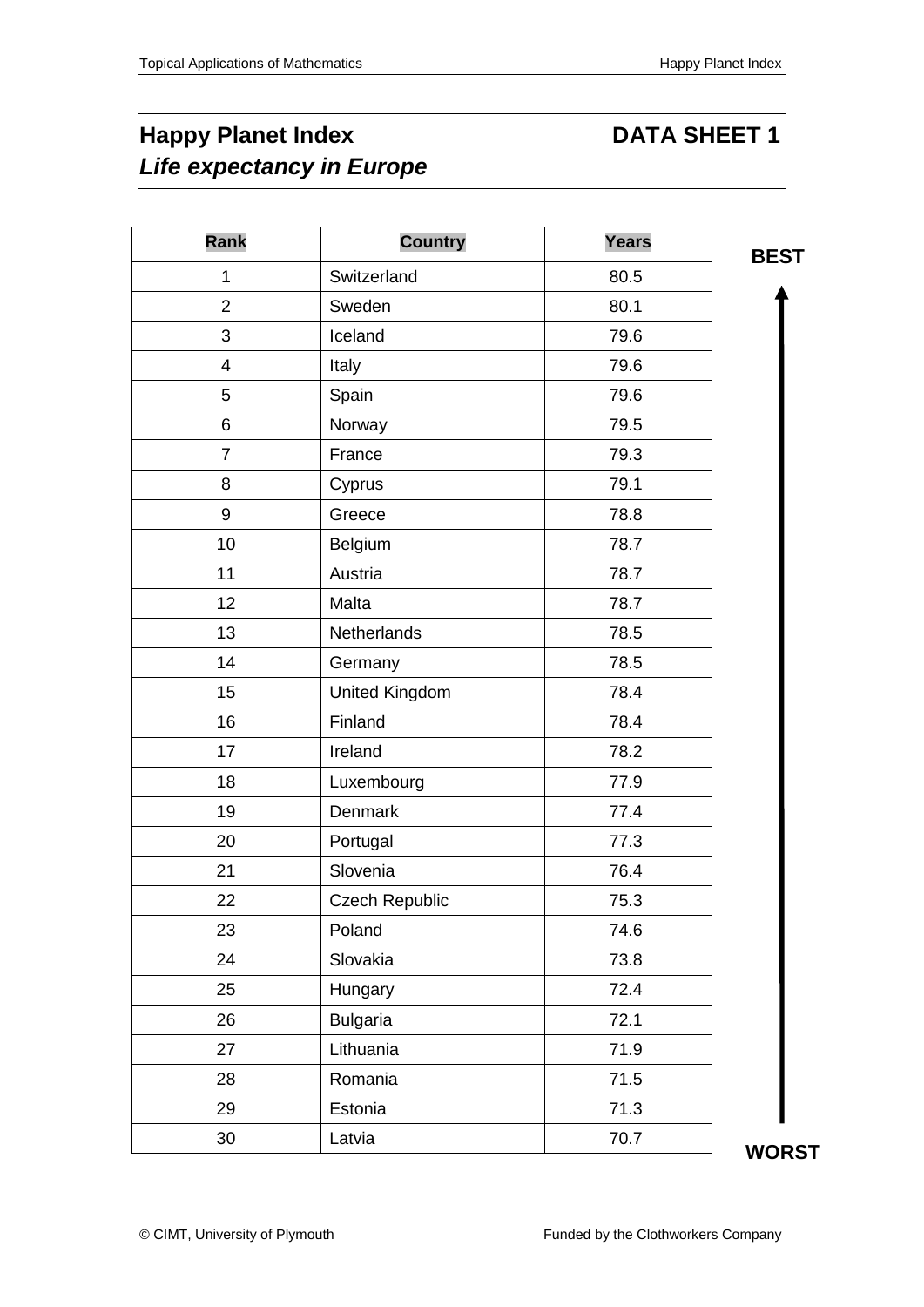# Happy Planet Index — DATA SHEET 1

## *Life expectancy in Europe*

| Rank | Country | Years |
|---|---|---|
| 1 | Switzerland | 80.5 |
| 2 | Sweden | 80.1 |
| 3 | Iceland | 79.6 |
| 4 | Italy | 79.6 |
| 5 | Spain | 79.6 |
| 6 | Norway | 79.5 |
| 7 | France | 79.3 |
| 8 | Cyprus | 79.1 |
| 9 | Greece | 78.8 |
| 10 | Belgium | 78.7 |
| 11 | Austria | 78.7 |
| 12 | Malta | 78.7 |
| 13 | Netherlands | 78.5 |
| 14 | Germany | 78.5 |
| 15 | United Kingdom | 78.4 |
| 16 | Finland | 78.4 |
| 17 | Ireland | 78.2 |
| 18 | Luxembourg | 77.9 |
| 19 | Denmark | 77.4 |
| 20 | Portugal | 77.3 |
| 21 | Slovenia | 76.4 |
| 22 | Czech Republic | 75.3 |
| 23 | Poland | 74.6 |
| 24 | Slovakia | 73.8 |
| 25 | Hungary | 72.4 |
| 26 | Bulgaria | 72.1 |
| 27 | Lithuania | 71.9 |
| 28 | Romania | 71.5 |
| 29 | Estonia | 71.3 |
| 30 | Latvia | 70.7 |

**BEST** (top) ↑ **WORST** (bottom)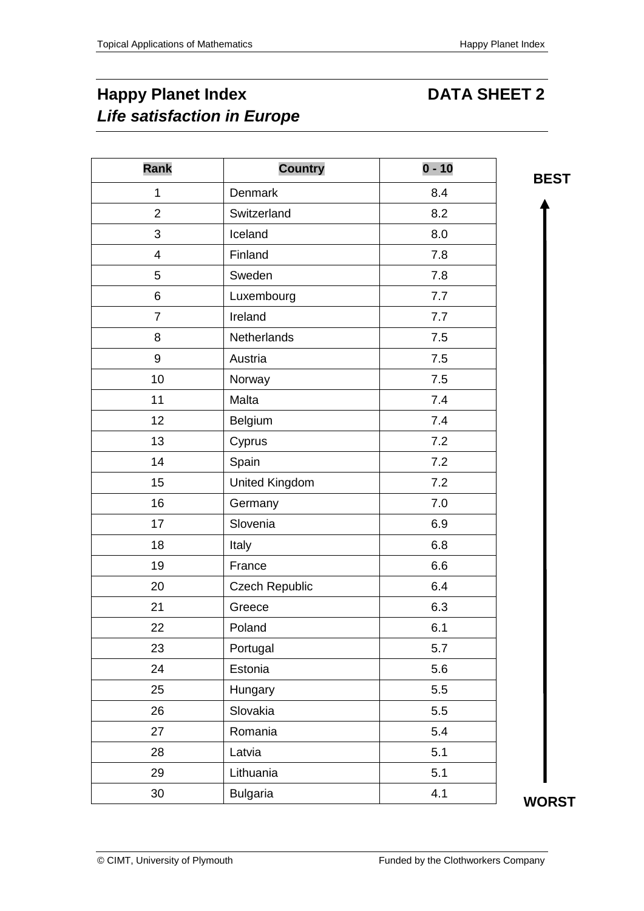# Happy Planet Index — DATA SHEET 2

## *Life satisfaction in Europe*

| Rank | Country | 0 - 10 |
|---|---|---|
| 1 | Denmark | 8.4 |
| 2 | Switzerland | 8.2 |
| 3 | Iceland | 8.0 |
| 4 | Finland | 7.8 |
| 5 | Sweden | 7.8 |
| 6 | Luxembourg | 7.7 |
| 7 | Ireland | 7.7 |
| 8 | Netherlands | 7.5 |
| 9 | Austria | 7.5 |
| 10 | Norway | 7.5 |
| 11 | Malta | 7.4 |
| 12 | Belgium | 7.4 |
| 13 | Cyprus | 7.2 |
| 14 | Spain | 7.2 |
| 15 | United Kingdom | 7.2 |
| 16 | Germany | 7.0 |
| 17 | Slovenia | 6.9 |
| 18 | Italy | 6.8 |
| 19 | France | 6.6 |
| 20 | Czech Republic | 6.4 |
| 21 | Greece | 6.3 |
| 22 | Poland | 6.1 |
| 23 | Portugal | 5.7 |
| 24 | Estonia | 5.6 |
| 25 | Hungary | 5.5 |
| 26 | Slovakia | 5.5 |
| 27 | Romania | 5.4 |
| 28 | Latvia | 5.1 |
| 29 | Lithuania | 5.1 |
| 30 | Bulgaria | 4.1 |

**BEST** (top) ↑ **WORST** (bottom)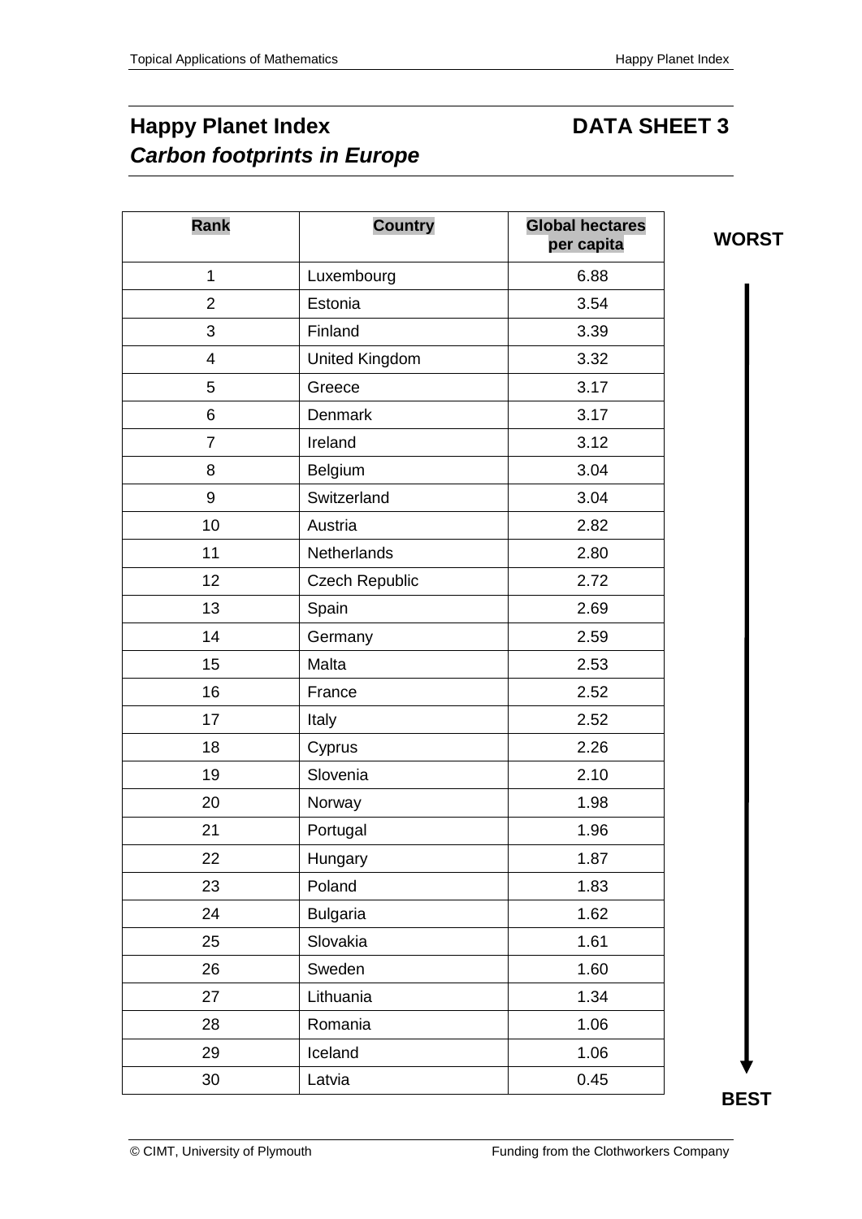# Happy Planet Index — DATA SHEET 3

## *Carbon footprints in Europe*

| Rank | Country | Global hectares per capita |
|---|---|---|
| 1 | Luxembourg | 6.88 |
| 2 | Estonia | 3.54 |
| 3 | Finland | 3.39 |
| 4 | United Kingdom | 3.32 |
| 5 | Greece | 3.17 |
| 6 | Denmark | 3.17 |
| 7 | Ireland | 3.12 |
| 8 | Belgium | 3.04 |
| 9 | Switzerland | 3.04 |
| 10 | Austria | 2.82 |
| 11 | Netherlands | 2.80 |
| 12 | Czech Republic | 2.72 |
| 13 | Spain | 2.69 |
| 14 | Germany | 2.59 |
| 15 | Malta | 2.53 |
| 16 | France | 2.52 |
| 17 | Italy | 2.52 |
| 18 | Cyprus | 2.26 |
| 19 | Slovenia | 2.10 |
| 20 | Norway | 1.98 |
| 21 | Portugal | 1.96 |
| 22 | Hungary | 1.87 |
| 23 | Poland | 1.83 |
| 24 | Bulgaria | 1.62 |
| 25 | Slovakia | 1.61 |
| 26 | Sweden | 1.60 |
| 27 | Lithuania | 1.34 |
| 28 | Romania | 1.06 |
| 29 | Iceland | 1.06 |
| 30 | Latvia | 0.45 |

WORST ↓ BEST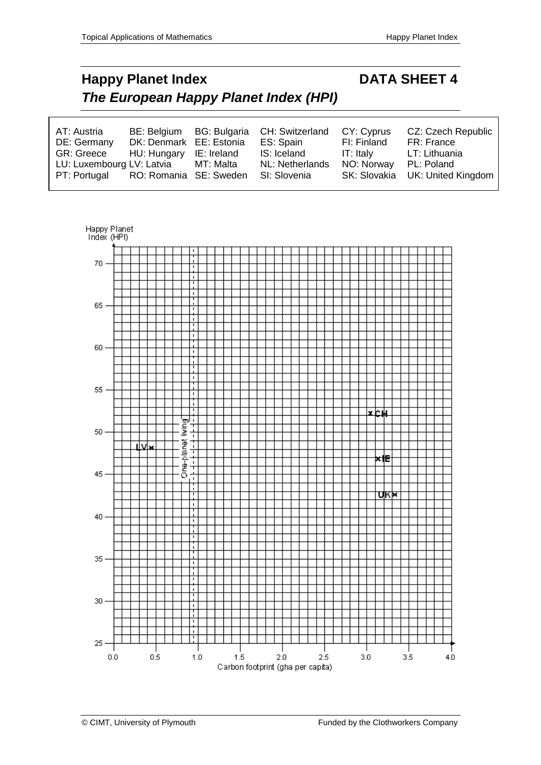# Happy Planet Index — DATA SHEET 4

## *The European Happy Planet Index (HPI)*

| | | | | | |
|---|---|---|---|---|---|
| AT: Austria | BE: Belgium | BG: Bulgaria | CH: Switzerland | CY: Cyprus | CZ: Czech Republic |
| DE: Germany | DK: Denmark | EE: Estonia | ES: Spain | FI: Finland | FR: France |
| GR: Greece | HU: Hungary | IE: Ireland | IS: Iceland | IT: Italy | LT: Lithuania |
| LU: Luxembourg | LV: Latvia | MT: Malta | NL: Netherlands | NO: Norway | PL: Poland |
| PT: Portugal | RO: Romania | SE: Sweden | SI: Slovenia | SK: Slovakia | UK: United Kingdom |

Happy Planet Index (HPI)

One-planet living

Carbon footprint (gha per capita)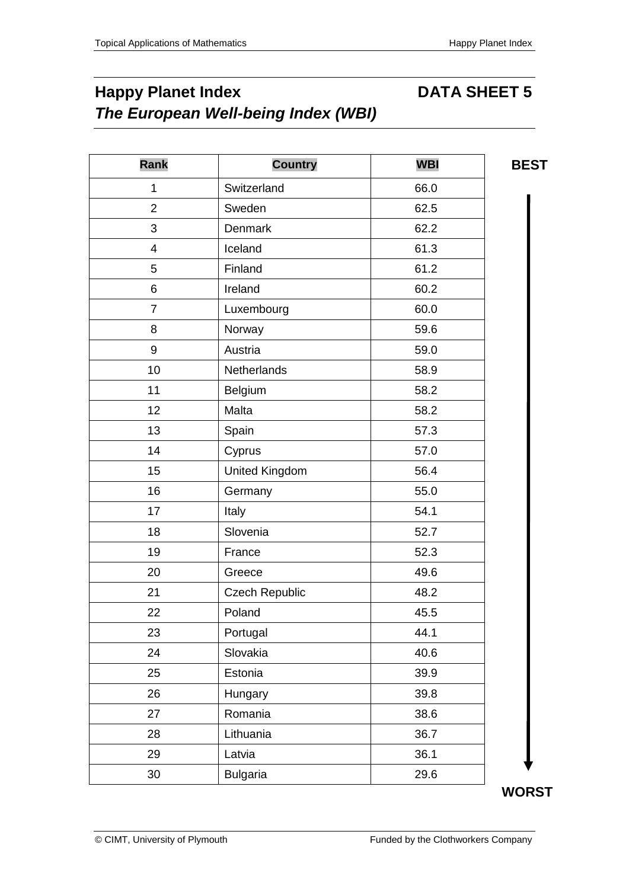## Happy Planet Index DATA SHEET 5

### *The European Well-being Index (WBI)*

| Rank | Country | WBI |
|---|---|---|
| 1 | Switzerland | 66.0 |
| 2 | Sweden | 62.5 |
| 3 | Denmark | 62.2 |
| 4 | Iceland | 61.3 |
| 5 | Finland | 61.2 |
| 6 | Ireland | 60.2 |
| 7 | Luxembourg | 60.0 |
| 8 | Norway | 59.6 |
| 9 | Austria | 59.0 |
| 10 | Netherlands | 58.9 |
| 11 | Belgium | 58.2 |
| 12 | Malta | 58.2 |
| 13 | Spain | 57.3 |
| 14 | Cyprus | 57.0 |
| 15 | United Kingdom | 56.4 |
| 16 | Germany | 55.0 |
| 17 | Italy | 54.1 |
| 18 | Slovenia | 52.7 |
| 19 | France | 52.3 |
| 20 | Greece | 49.6 |
| 21 | Czech Republic | 48.2 |
| 22 | Poland | 45.5 |
| 23 | Portugal | 44.1 |
| 24 | Slovakia | 40.6 |
| 25 | Estonia | 39.9 |
| 26 | Hungary | 39.8 |
| 27 | Romania | 38.6 |
| 28 | Lithuania | 36.7 |
| 29 | Latvia | 36.1 |
| 30 | Bulgaria | 29.6 |

**BEST** ↓ **WORST**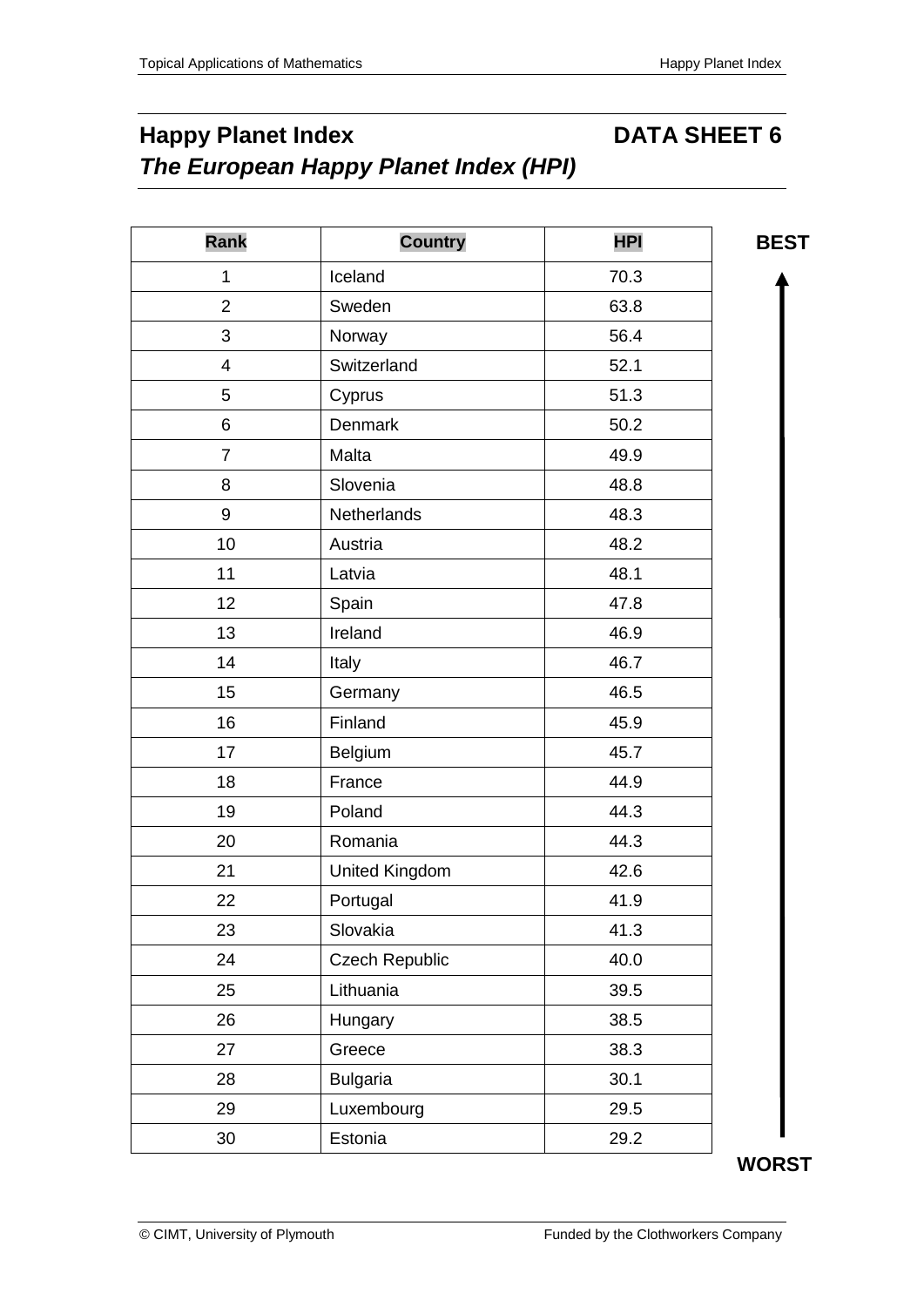# Happy Planet Index **DATA SHEET 6**

***The European Happy Planet Index (HPI)***

| Rank | Country | HPI |
|---|---|---|
| 1 | Iceland | 70.3 |
| 2 | Sweden | 63.8 |
| 3 | Norway | 56.4 |
| 4 | Switzerland | 52.1 |
| 5 | Cyprus | 51.3 |
| 6 | Denmark | 50.2 |
| 7 | Malta | 49.9 |
| 8 | Slovenia | 48.8 |
| 9 | Netherlands | 48.3 |
| 10 | Austria | 48.2 |
| 11 | Latvia | 48.1 |
| 12 | Spain | 47.8 |
| 13 | Ireland | 46.9 |
| 14 | Italy | 46.7 |
| 15 | Germany | 46.5 |
| 16 | Finland | 45.9 |
| 17 | Belgium | 45.7 |
| 18 | France | 44.9 |
| 19 | Poland | 44.3 |
| 20 | Romania | 44.3 |
| 21 | United Kingdom | 42.6 |
| 22 | Portugal | 41.9 |
| 23 | Slovakia | 41.3 |
| 24 | Czech Republic | 40.0 |
| 25 | Lithuania | 39.5 |
| 26 | Hungary | 38.5 |
| 27 | Greece | 38.3 |
| 28 | Bulgaria | 30.1 |
| 29 | Luxembourg | 29.5 |
| 30 | Estonia | 29.2 |

**BEST** ↑ (top) — **WORST** (bottom)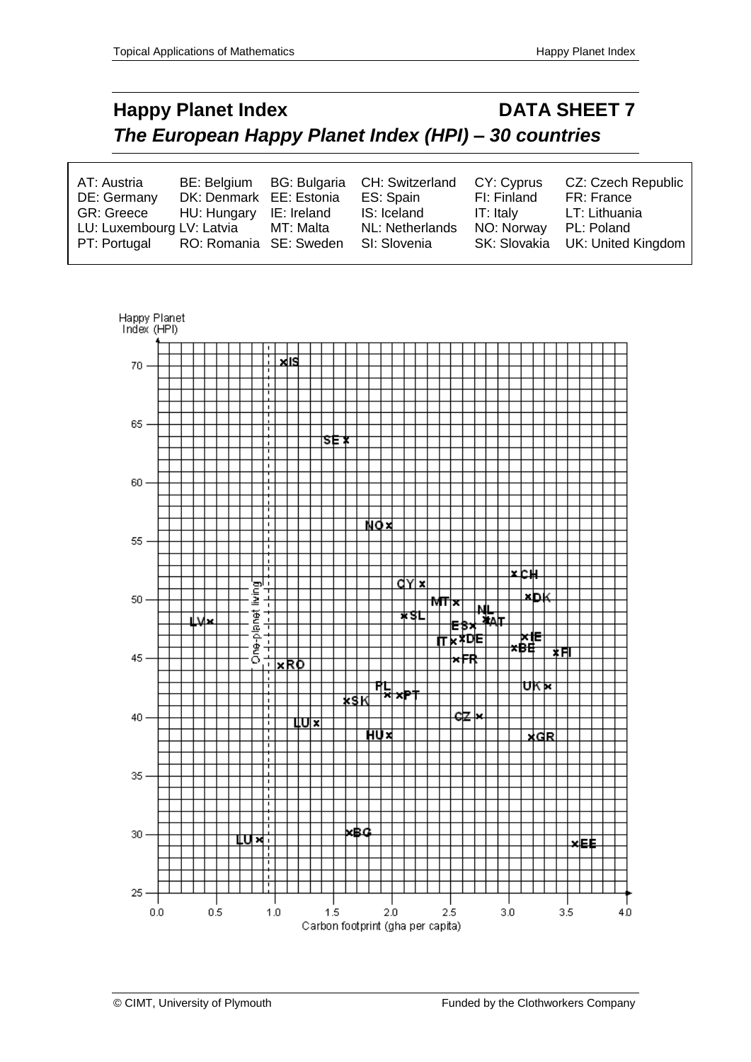## Happy Planet Index — DATA SHEET 7

### *The European Happy Planet Index (HPI) – 30 countries*

| | | | | | |
|---|---|---|---|---|---|
| AT: Austria | BE: Belgium | BG: Bulgaria | CH: Switzerland | CY: Cyprus | CZ: Czech Republic |
| DE: Germany | DK: Denmark | EE: Estonia | ES: Spain | FI: Finland | FR: France |
| GR: Greece | HU: Hungary | IE: Ireland | IS: Iceland | IT: Italy | LT: Lithuania |
| LU: Luxembourg | LV: Latvia | MT: Malta | NL: Netherlands | NO: Norway | PL: Poland |
| PT: Portugal | RO: Romania | SE: Sweden | SI: Slovenia | SK: Slovakia | UK: United Kingdom |

Happy Planet Index (HPI)

70
65
60
55
50
45
40
35
30
25

0.0 0.5 1.0 1.5 2.0 2.5 3.0 3.5 4.0

Carbon footprint (gha per capita)

One-planet living

IS, SE, NO, CH, CY, DK, MT, NL, SL, AT, LV, ES, IE, IT, DE, BE, FI, RO, FR, PL, UK, SK, PT, CZ, LU, HU, GR, BG, LU, EE